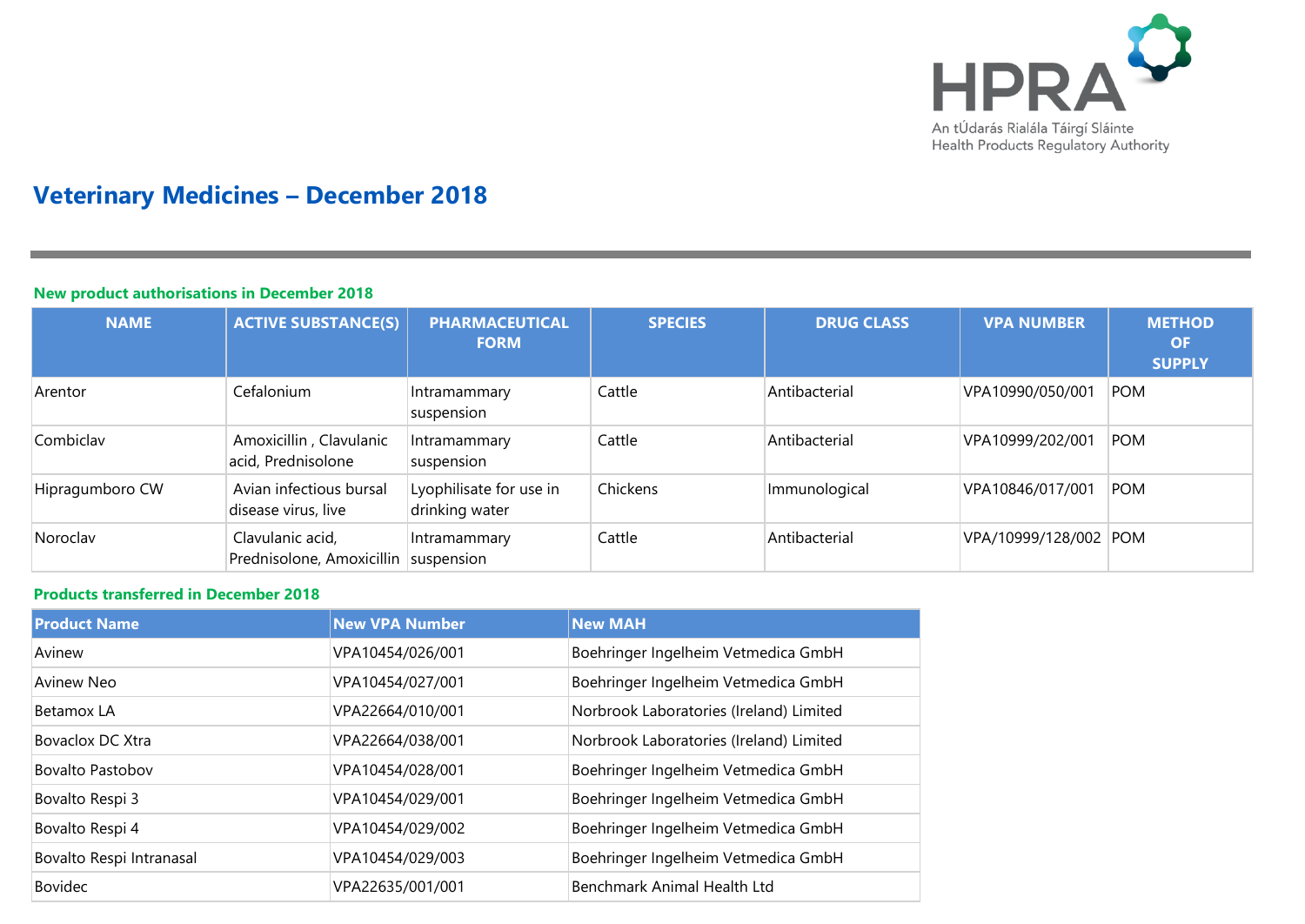# Veterinary Medicines – December 2018

## New product authorisations in December 2018

| NAME | ACTIVE SUBSTANCE(S) | PHARMACEUTICAL FORM | SPECIES | DRUG CLASS | VPA NUMBER | METHOD OF SUPPLY |
|---|---|---|---|---|---|---|
| Arentor | Cefalonium | Intramammary suspension | Cattle | Antibacterial | VPA10990/050/001 | POM |
| Combiclav | Amoxicillin , Clavulanic acid, Prednisolone | Intramammary suspension | Cattle | Antibacterial | VPA10999/202/001 | POM |
| Hipragumboro CW | Avian infectious bursal disease virus, live | Lyophilisate for use in drinking water | Chickens | Immunological | VPA10846/017/001 | POM |
| Noroclav | Clavulanic acid, Prednisolone, Amoxicillin | Intramammary suspension | Cattle | Antibacterial | VPA/10999/128/002 | POM |

## Products transferred in December 2018

| Product Name | New VPA Number | New MAH |
|---|---|---|
| Avinew | VPA10454/026/001 | Boehringer Ingelheim Vetmedica GmbH |
| Avinew Neo | VPA10454/027/001 | Boehringer Ingelheim Vetmedica GmbH |
| Betamox LA | VPA22664/010/001 | Norbrook Laboratories (Ireland) Limited |
| Bovaclox DC Xtra | VPA22664/038/001 | Norbrook Laboratories (Ireland) Limited |
| Bovalto Pastobov | VPA10454/028/001 | Boehringer Ingelheim Vetmedica GmbH |
| Bovalto Respi 3 | VPA10454/029/001 | Boehringer Ingelheim Vetmedica GmbH |
| Bovalto Respi 4 | VPA10454/029/002 | Boehringer Ingelheim Vetmedica GmbH |
| Bovalto Respi Intranasal | VPA10454/029/003 | Boehringer Ingelheim Vetmedica GmbH |
| Bovidec | VPA22635/001/001 | Benchmark Animal Health Ltd |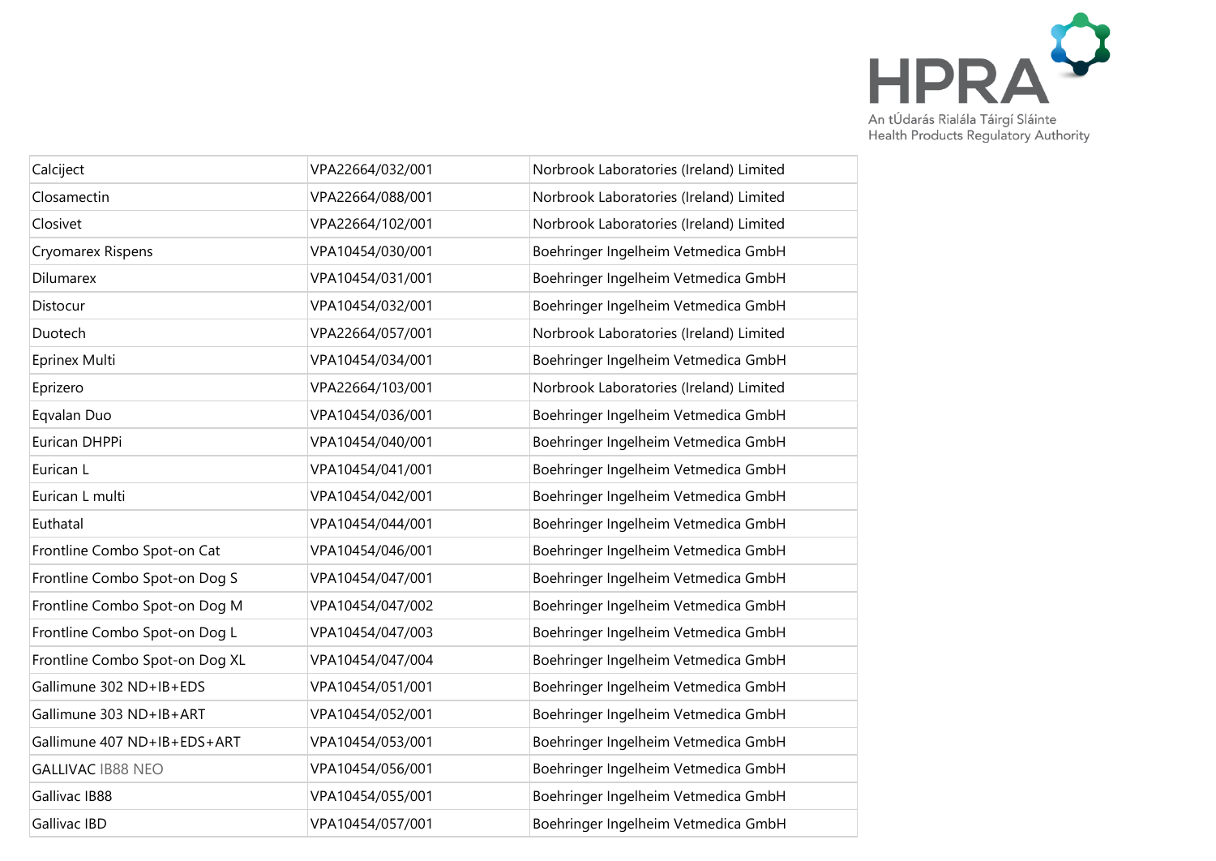| | | |
|---|---|---|
| Calciject | VPA22664/032/001 | Norbrook Laboratories (Ireland) Limited |
| Closamectin | VPA22664/088/001 | Norbrook Laboratories (Ireland) Limited |
| Closivet | VPA22664/102/001 | Norbrook Laboratories (Ireland) Limited |
| Cryomarex Rispens | VPA10454/030/001 | Boehringer Ingelheim Vetmedica GmbH |
| Dilumarex | VPA10454/031/001 | Boehringer Ingelheim Vetmedica GmbH |
| Distocur | VPA10454/032/001 | Boehringer Ingelheim Vetmedica GmbH |
| Duotech | VPA22664/057/001 | Norbrook Laboratories (Ireland) Limited |
| Eprinex Multi | VPA10454/034/001 | Boehringer Ingelheim Vetmedica GmbH |
| Eprizero | VPA22664/103/001 | Norbrook Laboratories (Ireland) Limited |
| Eqvalan Duo | VPA10454/036/001 | Boehringer Ingelheim Vetmedica GmbH |
| Eurican DHPPi | VPA10454/040/001 | Boehringer Ingelheim Vetmedica GmbH |
| Eurican L | VPA10454/041/001 | Boehringer Ingelheim Vetmedica GmbH |
| Eurican L multi | VPA10454/042/001 | Boehringer Ingelheim Vetmedica GmbH |
| Euthatal | VPA10454/044/001 | Boehringer Ingelheim Vetmedica GmbH |
| Frontline Combo Spot-on Cat | VPA10454/046/001 | Boehringer Ingelheim Vetmedica GmbH |
| Frontline Combo Spot-on Dog S | VPA10454/047/001 | Boehringer Ingelheim Vetmedica GmbH |
| Frontline Combo Spot-on Dog M | VPA10454/047/002 | Boehringer Ingelheim Vetmedica GmbH |
| Frontline Combo Spot-on Dog L | VPA10454/047/003 | Boehringer Ingelheim Vetmedica GmbH |
| Frontline Combo Spot-on Dog XL | VPA10454/047/004 | Boehringer Ingelheim Vetmedica GmbH |
| Gallimune 302 ND+IB+EDS | VPA10454/051/001 | Boehringer Ingelheim Vetmedica GmbH |
| Gallimune 303 ND+IB+ART | VPA10454/052/001 | Boehringer Ingelheim Vetmedica GmbH |
| Gallimune 407 ND+IB+EDS+ART | VPA10454/053/001 | Boehringer Ingelheim Vetmedica GmbH |
| GALLIVAC IB88 NEO | VPA10454/056/001 | Boehringer Ingelheim Vetmedica GmbH |
| Gallivac IB88 | VPA10454/055/001 | Boehringer Ingelheim Vetmedica GmbH |
| Gallivac IBD | VPA10454/057/001 | Boehringer Ingelheim Vetmedica GmbH |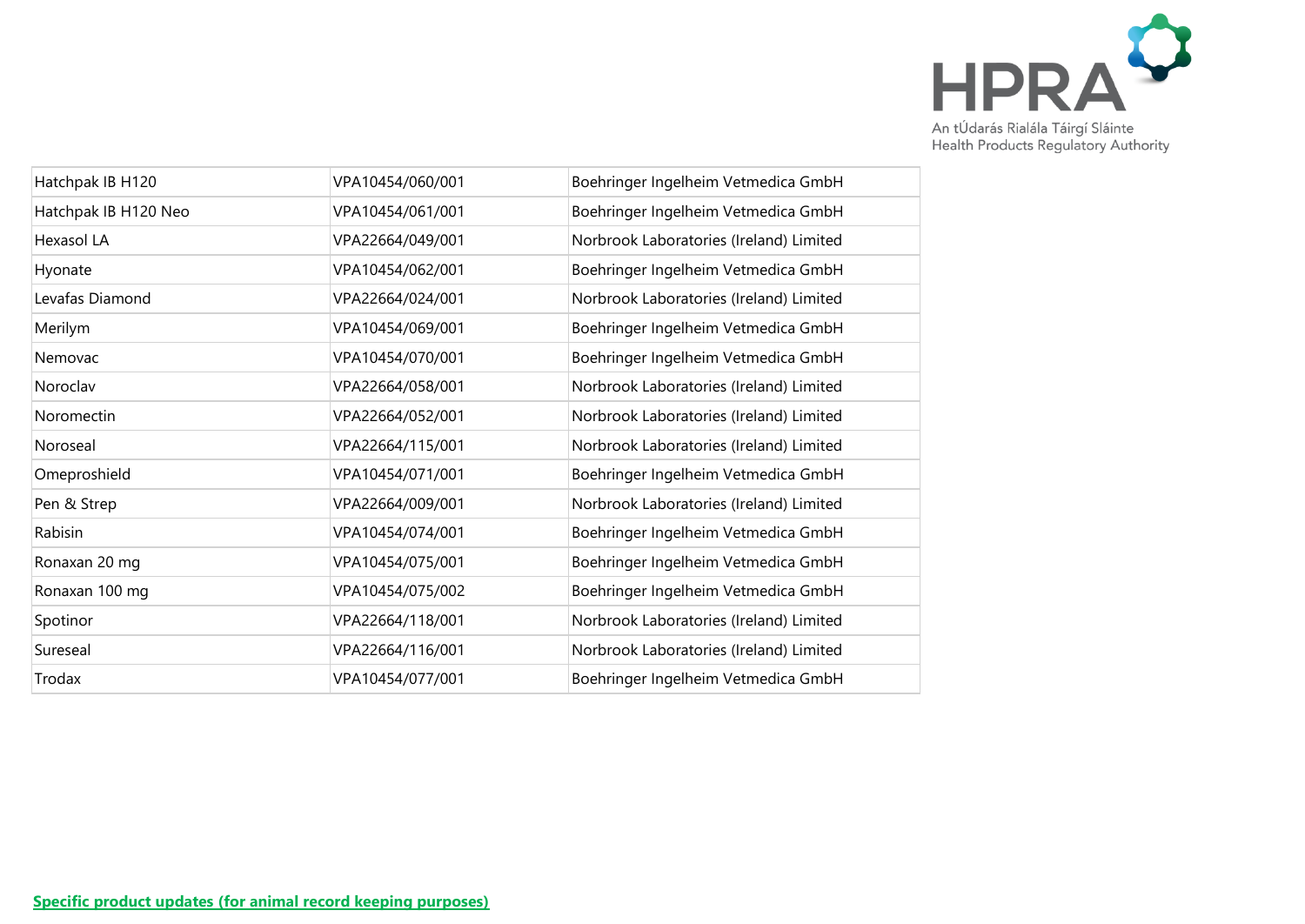| Hatchpak IB H120 | VPA10454/060/001 | Boehringer Ingelheim Vetmedica GmbH |
|---|---|---|
| Hatchpak IB H120 Neo | VPA10454/061/001 | Boehringer Ingelheim Vetmedica GmbH |
| Hexasol LA | VPA22664/049/001 | Norbrook Laboratories (Ireland) Limited |
| Hyonate | VPA10454/062/001 | Boehringer Ingelheim Vetmedica GmbH |
| Levafas Diamond | VPA22664/024/001 | Norbrook Laboratories (Ireland) Limited |
| Merilym | VPA10454/069/001 | Boehringer Ingelheim Vetmedica GmbH |
| Nemovac | VPA10454/070/001 | Boehringer Ingelheim Vetmedica GmbH |
| Noroclav | VPA22664/058/001 | Norbrook Laboratories (Ireland) Limited |
| Noromectin | VPA22664/052/001 | Norbrook Laboratories (Ireland) Limited |
| Noroseal | VPA22664/115/001 | Norbrook Laboratories (Ireland) Limited |
| Omeproshield | VPA10454/071/001 | Boehringer Ingelheim Vetmedica GmbH |
| Pen & Strep | VPA22664/009/001 | Norbrook Laboratories (Ireland) Limited |
| Rabisin | VPA10454/074/001 | Boehringer Ingelheim Vetmedica GmbH |
| Ronaxan 20 mg | VPA10454/075/001 | Boehringer Ingelheim Vetmedica GmbH |
| Ronaxan 100 mg | VPA10454/075/002 | Boehringer Ingelheim Vetmedica GmbH |
| Spotinor | VPA22664/118/001 | Norbrook Laboratories (Ireland) Limited |
| Sureseal | VPA22664/116/001 | Norbrook Laboratories (Ireland) Limited |
| Trodax | VPA10454/077/001 | Boehringer Ingelheim Vetmedica GmbH |

**Specific product updates (for animal record keeping purposes)**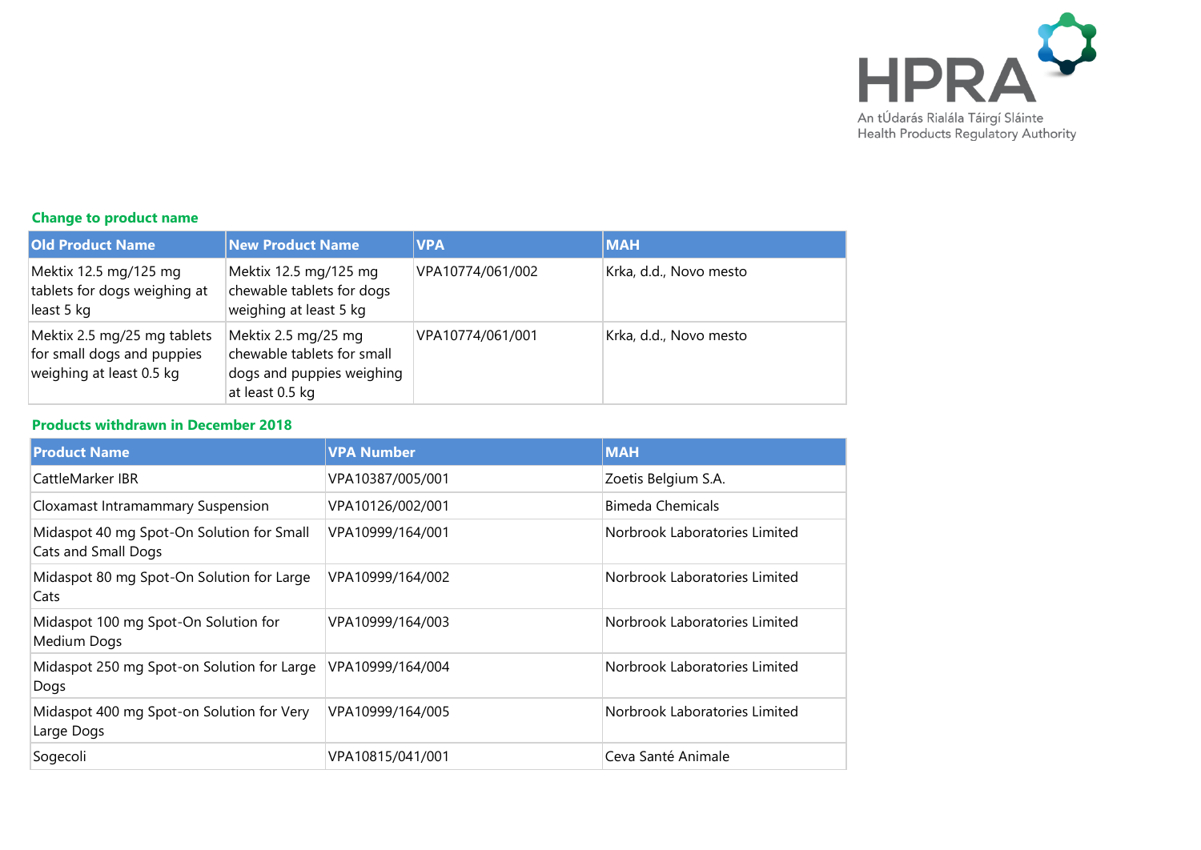## Change to product name

| Old Product Name | New Product Name | VPA | MAH |
|---|---|---|---|
| Mektix 12.5 mg/125 mg tablets for dogs weighing at least 5 kg | Mektix 12.5 mg/125 mg chewable tablets for dogs weighing at least 5 kg | VPA10774/061/002 | Krka, d.d., Novo mesto |
| Mektix 2.5 mg/25 mg tablets for small dogs and puppies weighing at least 0.5 kg | Mektix 2.5 mg/25 mg chewable tablets for small dogs and puppies weighing at least 0.5 kg | VPA10774/061/001 | Krka, d.d., Novo mesto |

## Products withdrawn in December 2018

| Product Name | VPA Number | MAH |
|---|---|---|
| CattleMarker IBR | VPA10387/005/001 | Zoetis Belgium S.A. |
| Cloxamast Intramammary Suspension | VPA10126/002/001 | Bimeda Chemicals |
| Midaspot 40 mg Spot-On Solution for Small Cats and Small Dogs | VPA10999/164/001 | Norbrook Laboratories Limited |
| Midaspot 80 mg Spot-On Solution for Large Cats | VPA10999/164/002 | Norbrook Laboratories Limited |
| Midaspot 100 mg Spot-On Solution for Medium Dogs | VPA10999/164/003 | Norbrook Laboratories Limited |
| Midaspot 250 mg Spot-on Solution for Large Dogs | VPA10999/164/004 | Norbrook Laboratories Limited |
| Midaspot 400 mg Spot-on Solution for Very Large Dogs | VPA10999/164/005 | Norbrook Laboratories Limited |
| Sogecoli | VPA10815/041/001 | Ceva Santé Animale |